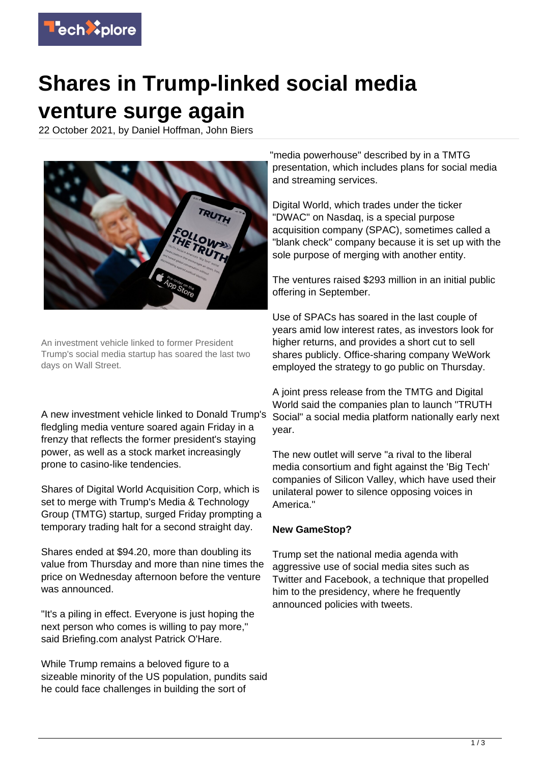# Shares in Trump-linked social media venture surge again

22 October 2021, by Daniel Hoffman, John Biers

An investment vehicle linked to former President Trump's social media startup has soared the last two days on Wall Street.

A new investment vehicle linked to Donald Trump's fledgling media venture soared again Friday in a frenzy that reflects the former president's staying power, as well as a stock market increasingly prone to casino-like tendencies.

Shares of Digital World Acquisition Corp, which is set to merge with Trump's Media & Technology Group (TMTG) startup, surged Friday prompting a temporary trading halt for a second straight day.

Shares ended at $94.20, more than doubling its value from Thursday and more than nine times the price on Wednesday afternoon before the venture was announced.

"It's a piling in effect. Everyone is just hoping the next person who comes is willing to pay more," said Briefing.com analyst Patrick O'Hare.

While Trump remains a beloved figure to a sizeable minority of the US population, pundits said he could face challenges in building the sort of "media powerhouse" described by in a TMTG presentation, which includes plans for social media and streaming services.

Digital World, which trades under the ticker "DWAC" on Nasdaq, is a special purpose acquisition company (SPAC), sometimes called a "blank check" company because it is set up with the sole purpose of merging with another entity.

The ventures raised $293 million in an initial public offering in September.

Use of SPACs has soared in the last couple of years amid low interest rates, as investors look for higher returns, and provides a short cut to sell shares publicly. Office-sharing company WeWork employed the strategy to go public on Thursday.

A joint press release from the TMTG and Digital World said the companies plan to launch "TRUTH Social" a social media platform nationally early next year.

The new outlet will serve "a rival to the liberal media consortium and fight against the 'Big Tech' companies of Silicon Valley, which have used their unilateral power to silence opposing voices in America."

**New GameStop?**

Trump set the national media agenda with aggressive use of social media sites such as Twitter and Facebook, a technique that propelled him to the presidency, where he frequently announced policies with tweets.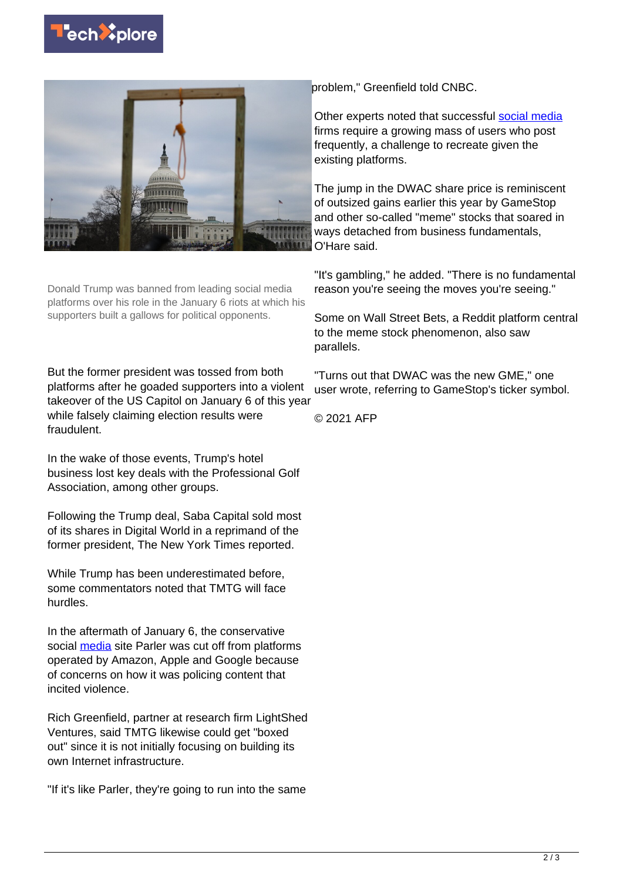Donald Trump was banned from leading social media platforms over his role in the January 6 riots at which his supporters built a gallows for political opponents.

But the former president was tossed from both platforms after he goaded supporters into a violent takeover of the US Capitol on January 6 of this year while falsely claiming election results were fraudulent.

In the wake of those events, Trump's hotel business lost key deals with the Professional Golf Association, among other groups.

Following the Trump deal, Saba Capital sold most of its shares in Digital World in a reprimand of the former president, The New York Times reported.

While Trump has been underestimated before, some commentators noted that TMTG will face hurdles.

In the aftermath of January 6, the conservative social media site Parler was cut off from platforms operated by Amazon, Apple and Google because of concerns on how it was policing content that incited violence.

Rich Greenfield, partner at research firm LightShed Ventures, said TMTG likewise could get "boxed out" since it is not initially focusing on building its own Internet infrastructure.

"If it's like Parler, they're going to run into the same problem," Greenfield told CNBC.

Other experts noted that successful social media firms require a growing mass of users who post frequently, a challenge to recreate given the existing platforms.

The jump in the DWAC share price is reminiscent of outsized gains earlier this year by GameStop and other so-called "meme" stocks that soared in ways detached from business fundamentals, O'Hare said.

"It's gambling," he added. "There is no fundamental reason you're seeing the moves you're seeing."

Some on Wall Street Bets, a Reddit platform central to the meme stock phenomenon, also saw parallels.

"Turns out that DWAC was the new GME," one user wrote, referring to GameStop's ticker symbol.

© 2021 AFP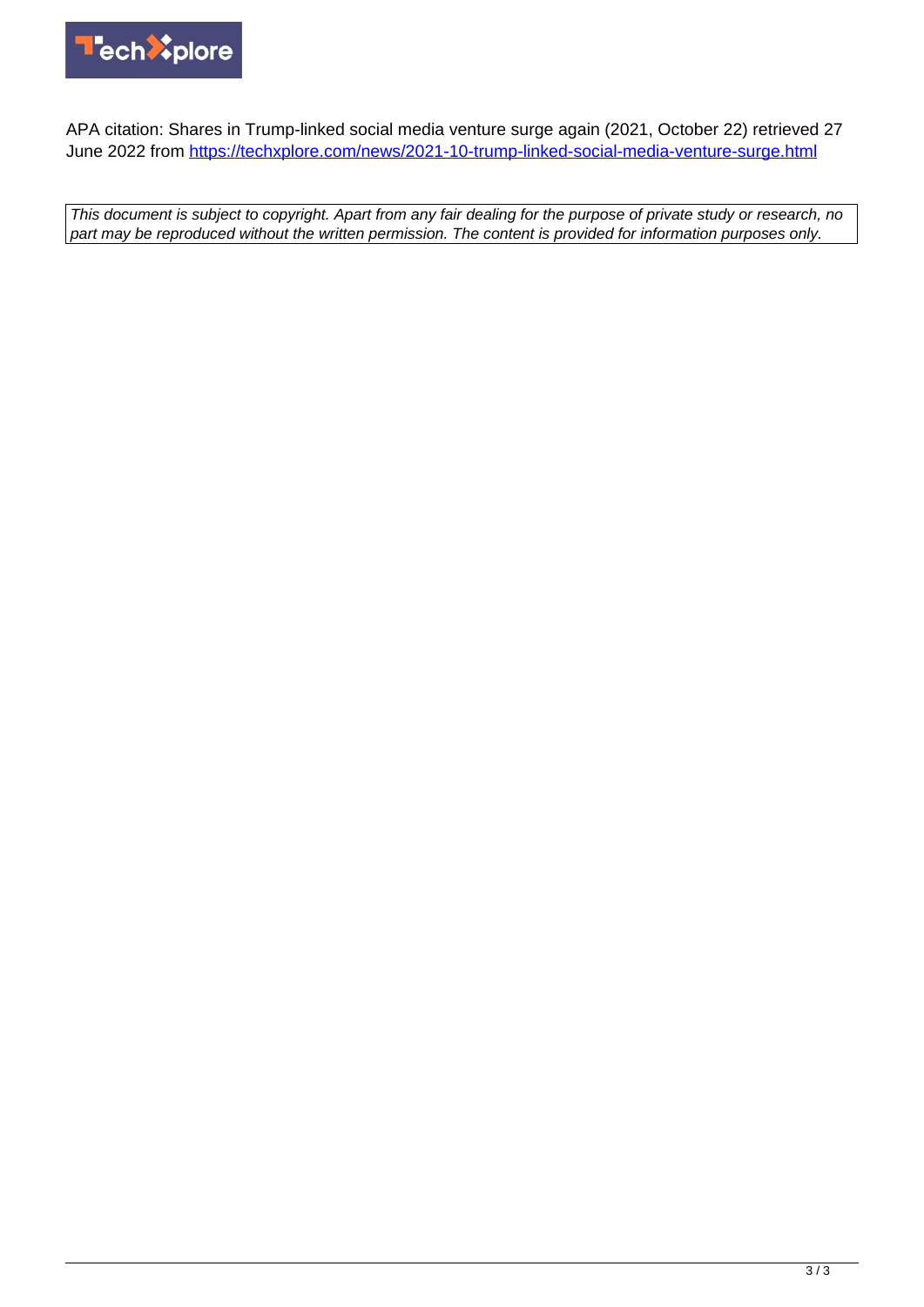APA citation: Shares in Trump-linked social media venture surge again (2021, October 22) retrieved 27 June 2022 from https://techxplore.com/news/2021-10-trump-linked-social-media-venture-surge.html

*This document is subject to copyright. Apart from any fair dealing for the purpose of private study or research, no part may be reproduced without the written permission. The content is provided for information purposes only.*